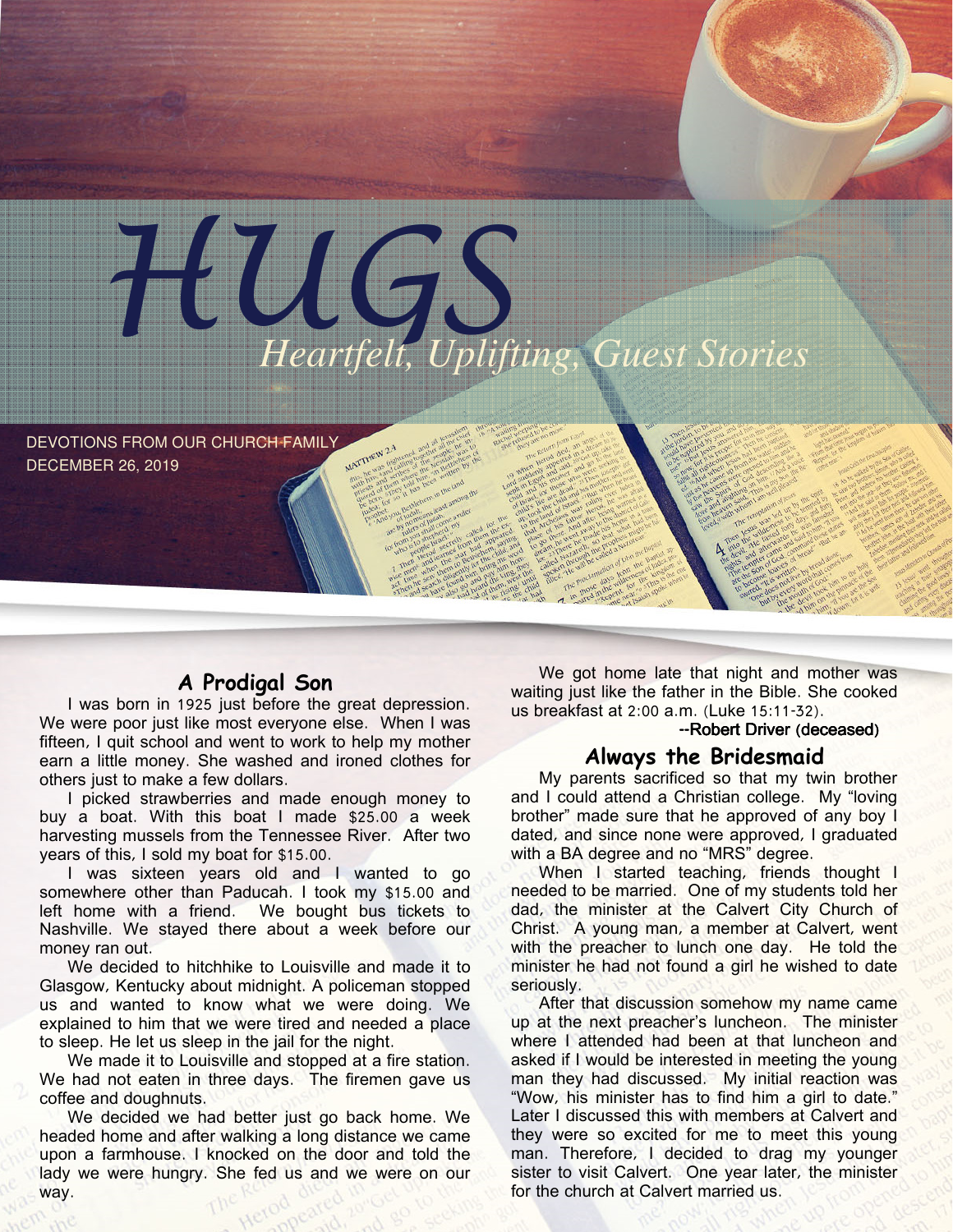# HUGS

*Heartfelt, Uplifting, Guest Stories*

DEVOTIONS FROM OUR CHURCH FAMILY
DECEMBER 26, 2019

## A Prodigal Son

I was born in 1925 just before the great depression. We were poor just like most everyone else. When I was fifteen, I quit school and went to work to help my mother earn a little money. She washed and ironed clothes for others just to make a few dollars.

I picked strawberries and made enough money to buy a boat. With this boat I made $25.00 a week harvesting mussels from the Tennessee River. After two years of this, I sold my boat for $15.00.

I was sixteen years old and I wanted to go somewhere other than Paducah. I took my $15.00 and left home with a friend. We bought bus tickets to Nashville. We stayed there about a week before our money ran out.

We decided to hitchhike to Louisville and made it to Glasgow, Kentucky about midnight. A policeman stopped us and wanted to know what we were doing. We explained to him that we were tired and needed a place to sleep. He let us sleep in the jail for the night.

We made it to Louisville and stopped at a fire station. We had not eaten in three days. The firemen gave us coffee and doughnuts.

We decided we had better just go back home. We headed home and after walking a long distance we came upon a farmhouse. I knocked on the door and told the lady we were hungry. She fed us and we were on our way.

We got home late that night and mother was waiting just like the father in the Bible. She cooked us breakfast at 2:00 a.m. (Luke 15:11-32).

--Robert Driver (deceased)

## Always the Bridesmaid

My parents sacrificed so that my twin brother and I could attend a Christian college. My "loving brother" made sure that he approved of any boy I dated, and since none were approved, I graduated with a BA degree and no "MRS" degree.

When I started teaching, friends thought I needed to be married. One of my students told her dad, the minister at the Calvert City Church of Christ. A young man, a member at Calvert, went with the preacher to lunch one day. He told the minister he had not found a girl he wished to date seriously.

After that discussion somehow my name came up at the next preacher's luncheon. The minister where I attended had been at that luncheon and asked if I would be interested in meeting the young man they had discussed. My initial reaction was "Wow, his minister has to find him a girl to date." Later I discussed this with members at Calvert and they were so excited for me to meet this young man. Therefore, I decided to drag my younger sister to visit Calvert. One year later, the minister for the church at Calvert married us.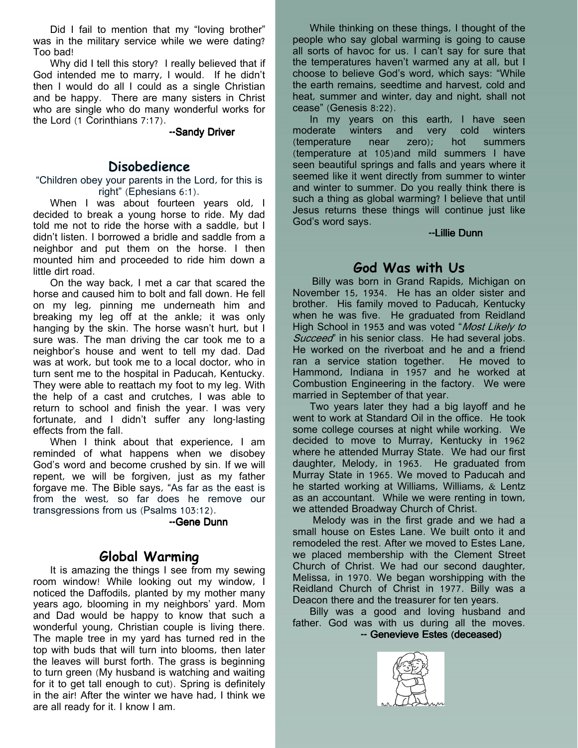Did I fail to mention that my "loving brother" was in the military service while we were dating? Too bad!

Why did I tell this story? I really believed that if God intended me to marry, I would. If he didn't then I would do all I could as a single Christian and be happy. There are many sisters in Christ who are single who do many wonderful works for the Lord (1 Corinthians 7:17).

**--Sandy Driver**

## Disobedience

"Children obey your parents in the Lord, for this is right" (Ephesians 6:1).

When I was about fourteen years old, I decided to break a young horse to ride. My dad told me not to ride the horse with a saddle, but I didn't listen. I borrowed a bridle and saddle from a neighbor and put them on the horse. I then mounted him and proceeded to ride him down a little dirt road.

On the way back, I met a car that scared the horse and caused him to bolt and fall down. He fell on my leg, pinning me underneath him and breaking my leg off at the ankle; it was only hanging by the skin. The horse wasn't hurt, but I sure was. The man driving the car took me to a neighbor's house and went to tell my dad. Dad was at work, but took me to a local doctor, who in turn sent me to the hospital in Paducah, Kentucky. They were able to reattach my foot to my leg. With the help of a cast and crutches, I was able to return to school and finish the year. I was very fortunate, and I didn't suffer any long-lasting effects from the fall.

When I think about that experience, I am reminded of what happens when we disobey God's word and become crushed by sin. If we will repent, we will be forgiven, just as my father forgave me. The Bible says, "As far as the east is from the west, so far does he remove our transgressions from us (Psalms 103:12).

**--Gene Dunn**

## Global Warming

It is amazing the things I see from my sewing room window! While looking out my window, I noticed the Daffodils, planted by my mother many years ago, blooming in my neighbors' yard. Mom and Dad would be happy to know that such a wonderful young, Christian couple is living there. The maple tree in my yard has turned red in the top with buds that will turn into blooms, then later the leaves will burst forth. The grass is beginning to turn green (My husband is watching and waiting for it to get tall enough to cut). Spring is definitely in the air! After the winter we have had, I think we are all ready for it. I know I am.

While thinking on these things, I thought of the people who say global warming is going to cause all sorts of havoc for us. I can't say for sure that the temperatures haven't warmed any at all, but I choose to believe God's word, which says: "While the earth remains, seedtime and harvest, cold and heat, summer and winter, day and night, shall not cease" (Genesis 8:22).

In my years on this earth, I have seen moderate winters and very cold winters (temperature near zero); hot summers (temperature at 105)and mild summers I have seen beautiful springs and falls and years where it seemed like it went directly from summer to winter and winter to summer. Do you really think there is such a thing as global warming? I believe that until Jesus returns these things will continue just like God's word says.

**--Lillie Dunn**

## God Was with Us

Billy was born in Grand Rapids, Michigan on November 15, 1934. He has an older sister and brother. His family moved to Paducah, Kentucky when he was five. He graduated from Reidland High School in 1953 and was voted "*Most Likely to Succeed*" in his senior class. He had several jobs. He worked on the riverboat and he and a friend ran a service station together. He moved to Hammond, Indiana in 1957 and he worked at Combustion Engineering in the factory. We were married in September of that year.

Two years later they had a big layoff and he went to work at Standard Oil in the office. He took some college courses at night while working. We decided to move to Murray, Kentucky in 1962 where he attended Murray State. We had our first daughter, Melody, in 1963. He graduated from Murray State in 1965. We moved to Paducah and he started working at Williams, Williams, & Lentz as an accountant. While we were renting in town, we attended Broadway Church of Christ.

Melody was in the first grade and we had a small house on Estes Lane. We built onto it and remodeled the rest. After we moved to Estes Lane, we placed membership with the Clement Street Church of Christ. We had our second daughter, Melissa, in 1970. We began worshipping with the Reidland Church of Christ in 1977. Billy was a Deacon there and the treasurer for ten years.

Billy was a good and loving husband and father. God was with us during all the moves.

**-- Genevieve Estes (deceased)**